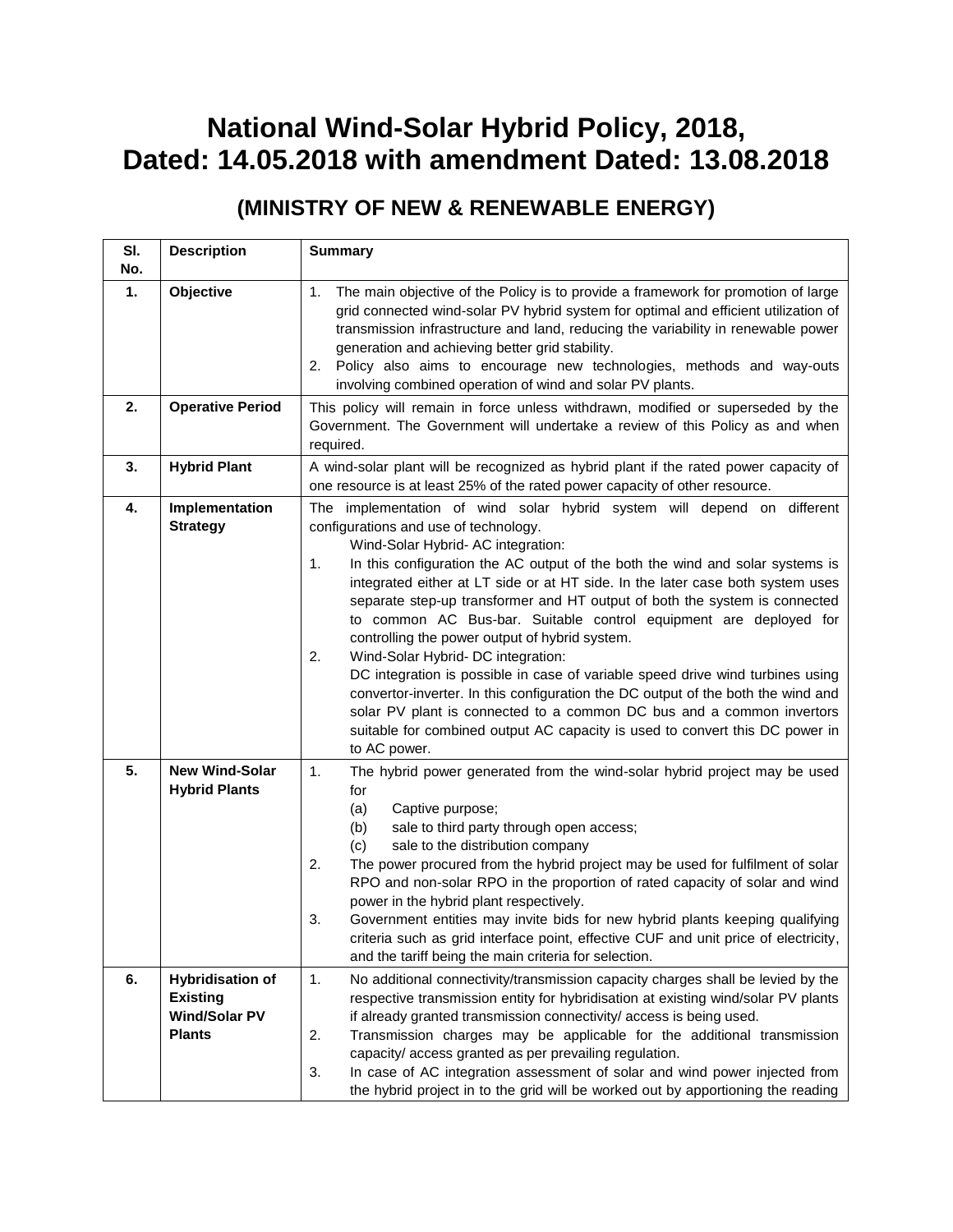# National Wind-Solar Hybrid Policy, 2018, Dated: 14.05.2018 with amendment Dated: 13.08.2018

## (MINISTRY OF NEW & RENEWABLE ENERGY)

| Sl. No. | Description | Summary |
|---|---|---|
| **1.** | **Objective** | 1. The main objective of the Policy is to provide a framework for promotion of large grid connected wind-solar PV hybrid system for optimal and efficient utilization of transmission infrastructure and land, reducing the variability in renewable power generation and achieving better grid stability.<br>2. Policy also aims to encourage new technologies, methods and way-outs involving combined operation of wind and solar PV plants. |
| **2.** | **Operative Period** | This policy will remain in force unless withdrawn, modified or superseded by the Government. The Government will undertake a review of this Policy as and when required. |
| **3.** | **Hybrid Plant** | A wind-solar plant will be recognized as hybrid plant if the rated power capacity of one resource is at least 25% of the rated power capacity of other resource. |
| **4.** | **Implementation Strategy** | The implementation of wind solar hybrid system will depend on different configurations and use of technology.<br>Wind-Solar Hybrid- AC integration:<br>1. In this configuration the AC output of the both the wind and solar systems is integrated either at LT side or at HT side. In the later case both system uses separate step-up transformer and HT output of both the system is connected to common AC Bus-bar. Suitable control equipment are deployed for controlling the power output of hybrid system.<br>2. Wind-Solar Hybrid- DC integration:<br>DC integration is possible in case of variable speed drive wind turbines using convertor-inverter. In this configuration the DC output of the both the wind and solar PV plant is connected to a common DC bus and a common invertors suitable for combined output AC capacity is used to convert this DC power in to AC power. |
| **5.** | **New Wind-Solar Hybrid Plants** | 1. The hybrid power generated from the wind-solar hybrid project may be used for<br>(a) Captive purpose;<br>(b) sale to third party through open access;<br>(c) sale to the distribution company<br>2. The power procured from the hybrid project may be used for fulfilment of solar RPO and non-solar RPO in the proportion of rated capacity of solar and wind power in the hybrid plant respectively.<br>3. Government entities may invite bids for new hybrid plants keeping qualifying criteria such as grid interface point, effective CUF and unit price of electricity, and the tariff being the main criteria for selection. |
| **6.** | **Hybridisation of Existing Wind/Solar PV Plants** | 1. No additional connectivity/transmission capacity charges shall be levied by the respective transmission entity for hybridisation at existing wind/solar PV plants if already granted transmission connectivity/ access is being used.<br>2. Transmission charges may be applicable for the additional transmission capacity/ access granted as per prevailing regulation.<br>3. In case of AC integration assessment of solar and wind power injected from the hybrid project in to the grid will be worked out by apportioning the reading |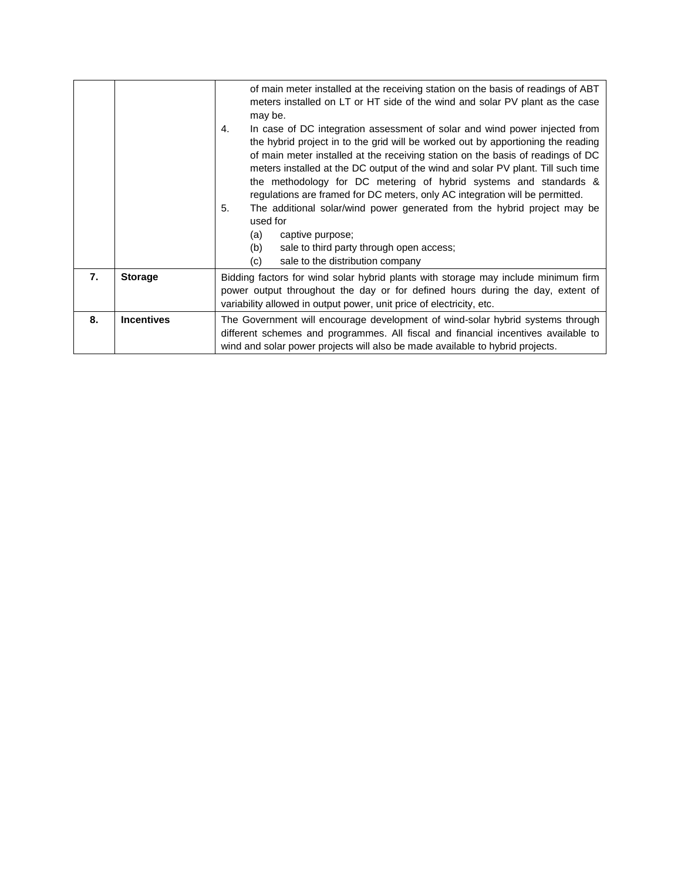| | | |
|---|---|---|
| | | of main meter installed at the receiving station on the basis of readings of ABT meters installed on LT or HT side of the wind and solar PV plant as the case may be.<br>4. In case of DC integration assessment of solar and wind power injected from the hybrid project in to the grid will be worked out by apportioning the reading of main meter installed at the receiving station on the basis of readings of DC meters installed at the DC output of the wind and solar PV plant. Till such time the methodology for DC metering of hybrid systems and standards & regulations are framed for DC meters, only AC integration will be permitted.<br>5. The additional solar/wind power generated from the hybrid project may be used for<br>(a) captive purpose;<br>(b) sale to third party through open access;<br>(c) sale to the distribution company |
| **7.** | **Storage** | Bidding factors for wind solar hybrid plants with storage may include minimum firm power output throughout the day or for defined hours during the day, extent of variability allowed in output power, unit price of electricity, etc. |
| **8.** | **Incentives** | The Government will encourage development of wind-solar hybrid systems through different schemes and programmes. All fiscal and financial incentives available to wind and solar power projects will also be made available to hybrid projects. |